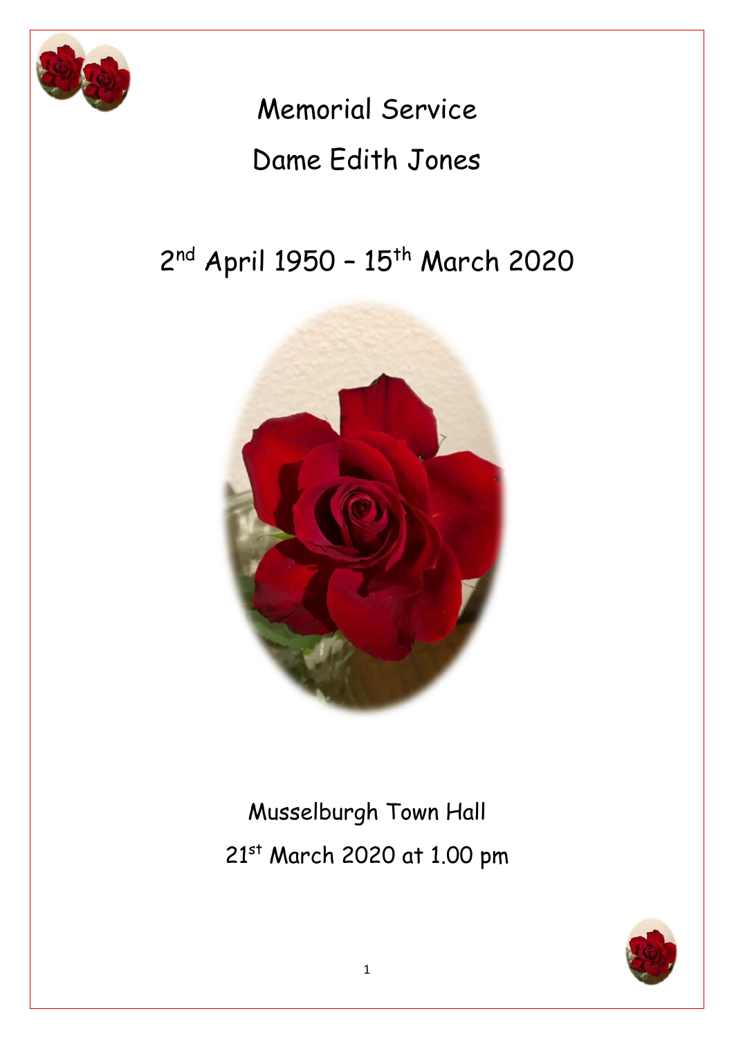# Memorial Service

# Dame Edith Jones

## 2nd April 1950 – 15th March 2020

Musselburgh Town Hall

21st March 2020 at 1.00 pm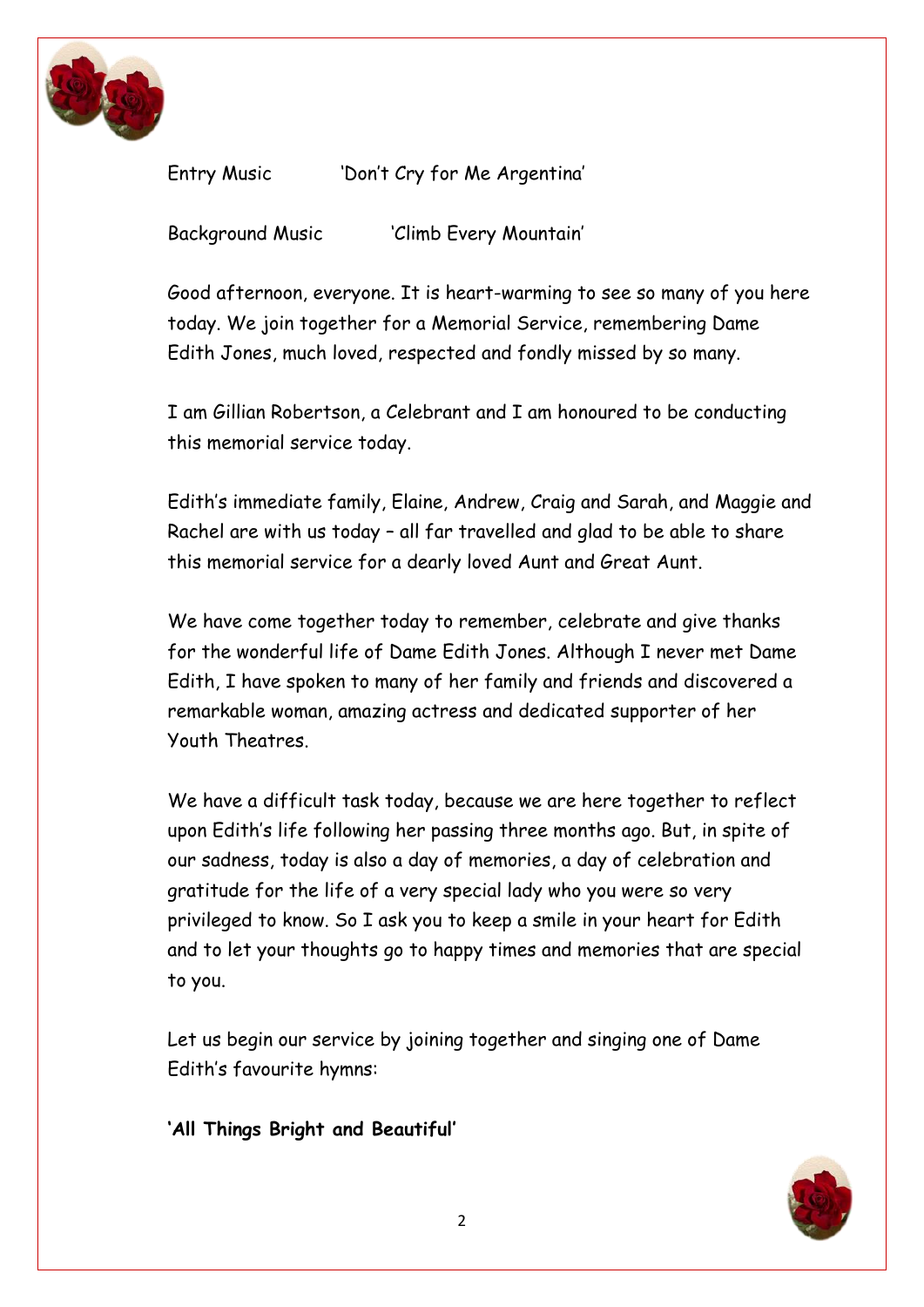Entry Music 'Don't Cry for Me Argentina'

Background Music 'Climb Every Mountain'

Good afternoon, everyone. It is heart-warming to see so many of you here today. We join together for a Memorial Service, remembering Dame Edith Jones, much loved, respected and fondly missed by so many.

I am Gillian Robertson, a Celebrant and I am honoured to be conducting this memorial service today.

Edith's immediate family, Elaine, Andrew, Craig and Sarah, and Maggie and Rachel are with us today – all far travelled and glad to be able to share this memorial service for a dearly loved Aunt and Great Aunt.

We have come together today to remember, celebrate and give thanks for the wonderful life of Dame Edith Jones. Although I never met Dame Edith, I have spoken to many of her family and friends and discovered a remarkable woman, amazing actress and dedicated supporter of her Youth Theatres.

We have a difficult task today, because we are here together to reflect upon Edith's life following her passing three months ago. But, in spite of our sadness, today is also a day of memories, a day of celebration and gratitude for the life of a very special lady who you were so very privileged to know. So I ask you to keep a smile in your heart for Edith and to let your thoughts go to happy times and memories that are special to you.

Let us begin our service by joining together and singing one of Dame Edith's favourite hymns:

**'All Things Bright and Beautiful'**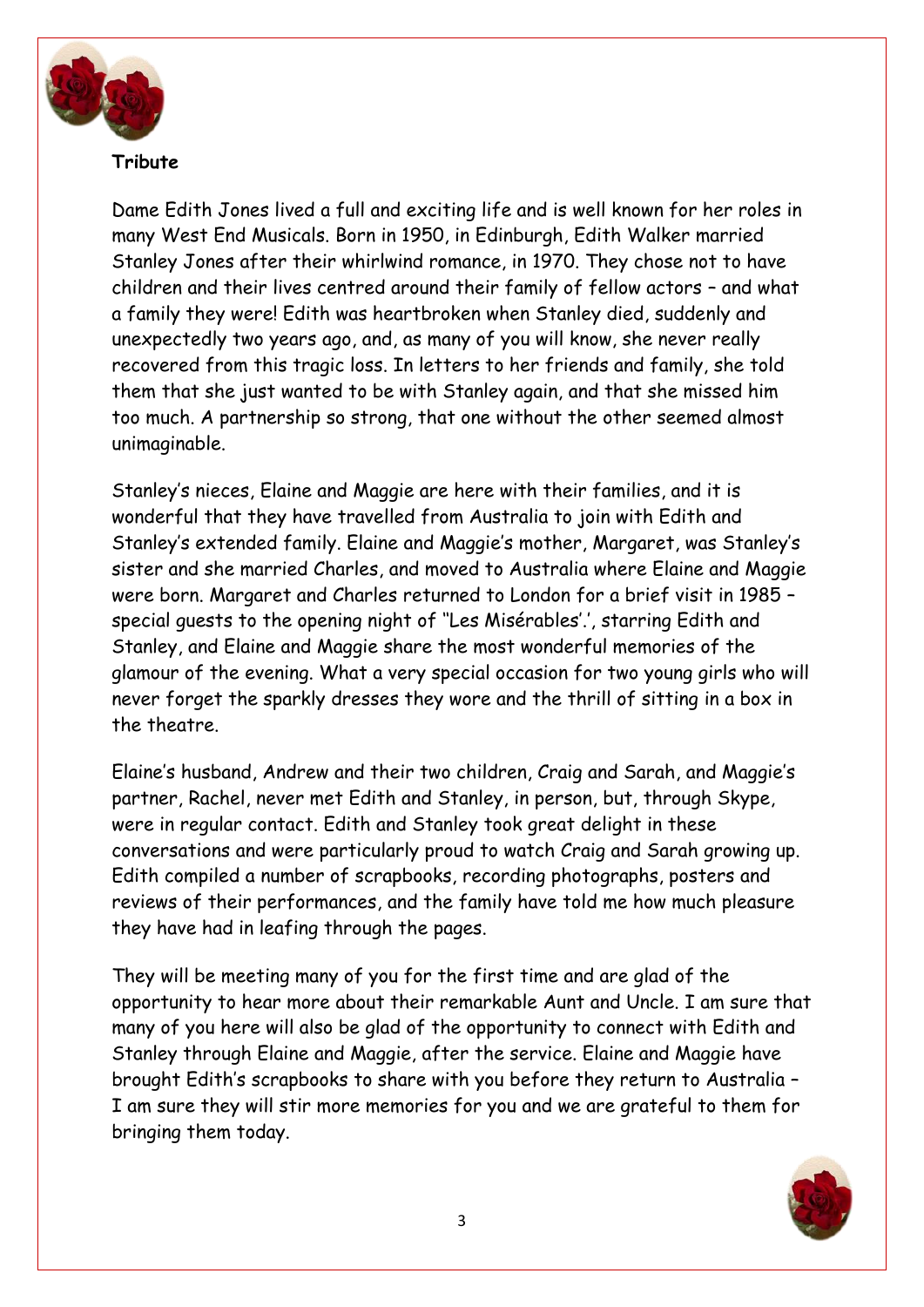**Tribute**

Dame Edith Jones lived a full and exciting life and is well known for her roles in many West End Musicals. Born in 1950, in Edinburgh, Edith Walker married Stanley Jones after their whirlwind romance, in 1970. They chose not to have children and their lives centred around their family of fellow actors – and what a family they were! Edith was heartbroken when Stanley died, suddenly and unexpectedly two years ago, and, as many of you will know, she never really recovered from this tragic loss. In letters to her friends and family, she told them that she just wanted to be with Stanley again, and that she missed him too much. A partnership so strong, that one without the other seemed almost unimaginable.

Stanley's nieces, Elaine and Maggie are here with their families, and it is wonderful that they have travelled from Australia to join with Edith and Stanley's extended family. Elaine and Maggie's mother, Margaret, was Stanley's sister and she married Charles, and moved to Australia where Elaine and Maggie were born. Margaret and Charles returned to London for a brief visit in 1985 – special guests to the opening night of ''Les Misérables'.', starring Edith and Stanley, and Elaine and Maggie share the most wonderful memories of the glamour of the evening. What a very special occasion for two young girls who will never forget the sparkly dresses they wore and the thrill of sitting in a box in the theatre.

Elaine's husband, Andrew and their two children, Craig and Sarah, and Maggie's partner, Rachel, never met Edith and Stanley, in person, but, through Skype, were in regular contact. Edith and Stanley took great delight in these conversations and were particularly proud to watch Craig and Sarah growing up. Edith compiled a number of scrapbooks, recording photographs, posters and reviews of their performances, and the family have told me how much pleasure they have had in leafing through the pages.

They will be meeting many of you for the first time and are glad of the opportunity to hear more about their remarkable Aunt and Uncle. I am sure that many of you here will also be glad of the opportunity to connect with Edith and Stanley through Elaine and Maggie, after the service. Elaine and Maggie have brought Edith's scrapbooks to share with you before they return to Australia – I am sure they will stir more memories for you and we are grateful to them for bringing them today.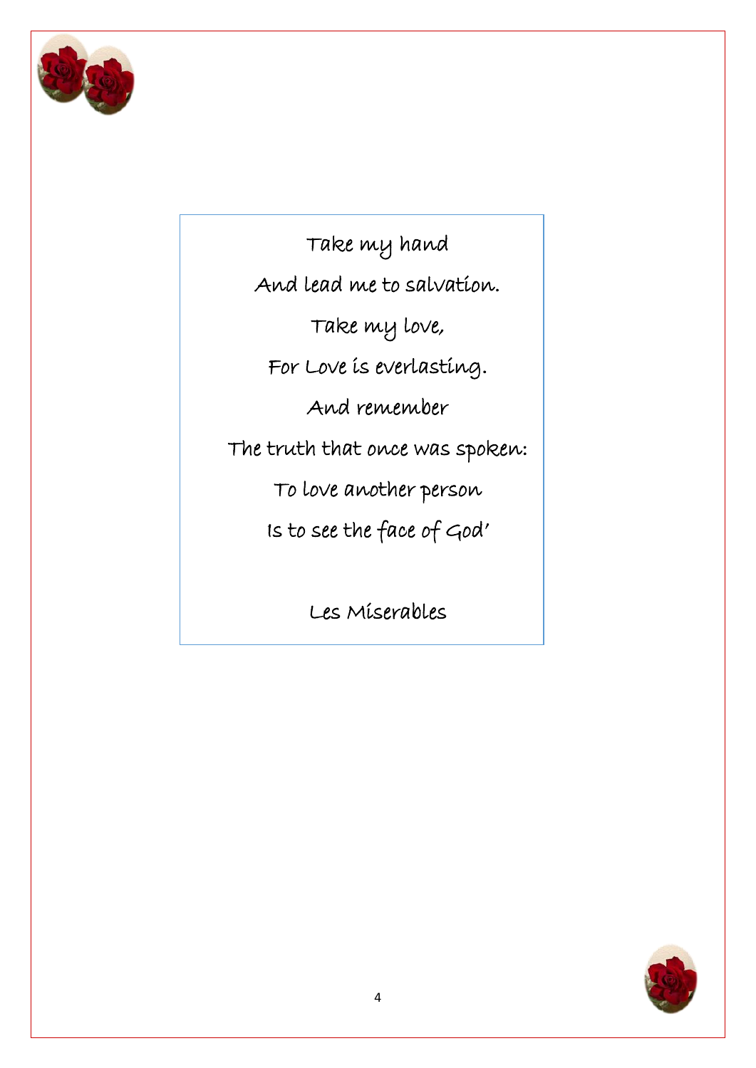Take my hand

And lead me to salvation.

Take my love,

For Love is everlasting.

And remember

The truth that once was spoken:

To love another person

Is to see the face of God'

Les Miserables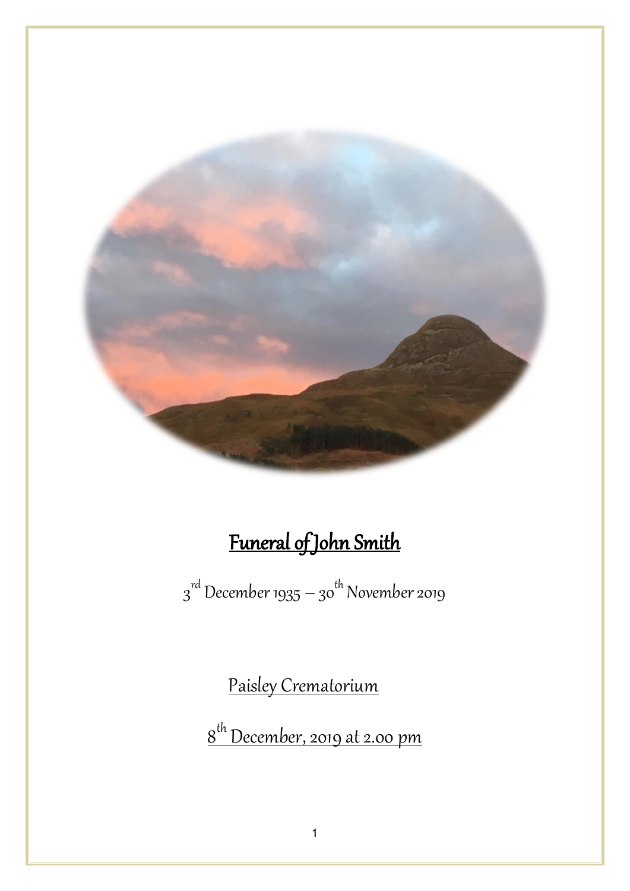# Funeral of John Smith

3rd December 1935 – 30th November 2019

Paisley Crematorium

8th December, 2019 at 2.00 pm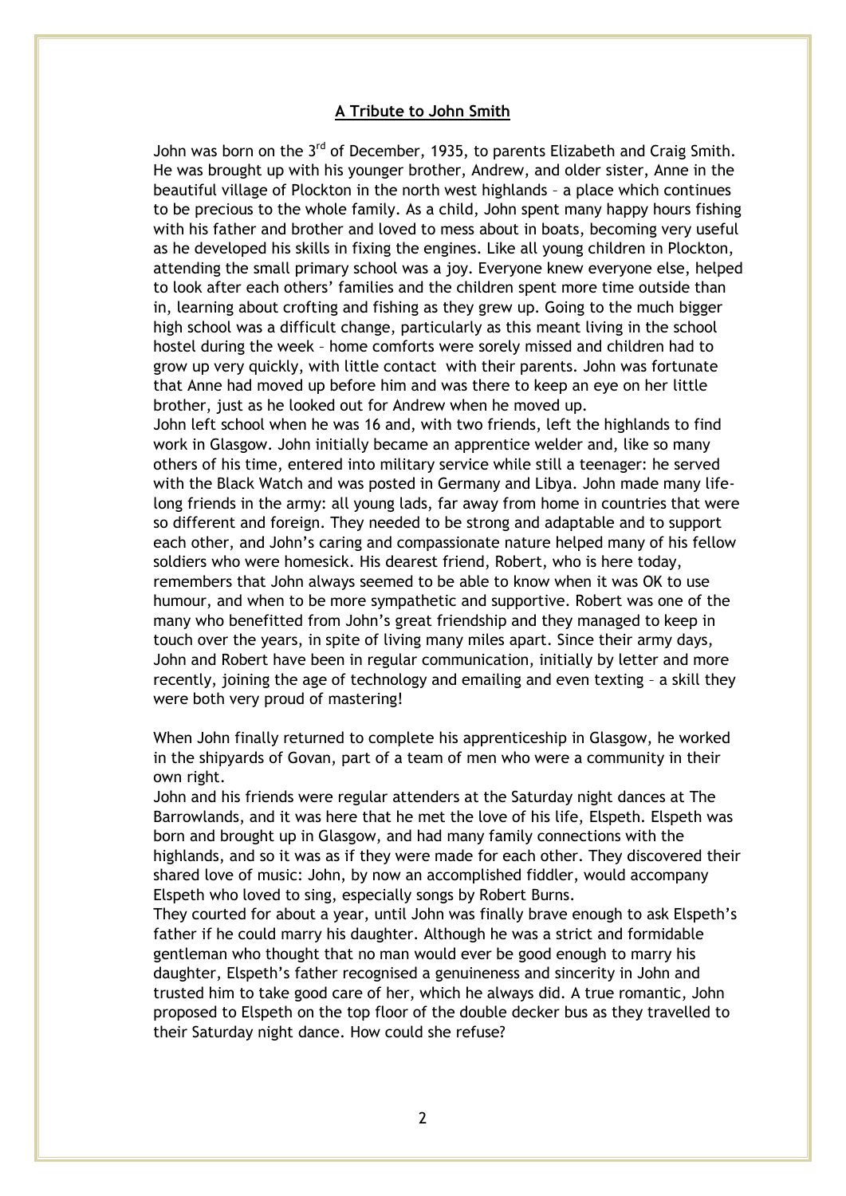## A Tribute to John Smith

John was born on the 3rd of December, 1935, to parents Elizabeth and Craig Smith. He was brought up with his younger brother, Andrew, and older sister, Anne in the beautiful village of Plockton in the north west highlands – a place which continues to be precious to the whole family. As a child, John spent many happy hours fishing with his father and brother and loved to mess about in boats, becoming very useful as he developed his skills in fixing the engines. Like all young children in Plockton, attending the small primary school was a joy. Everyone knew everyone else, helped to look after each others' families and the children spent more time outside than in, learning about crofting and fishing as they grew up. Going to the much bigger high school was a difficult change, particularly as this meant living in the school hostel during the week – home comforts were sorely missed and children had to grow up very quickly, with little contact with their parents. John was fortunate that Anne had moved up before him and was there to keep an eye on her little brother, just as he looked out for Andrew when he moved up.
John left school when he was 16 and, with two friends, left the highlands to find work in Glasgow. John initially became an apprentice welder and, like so many others of his time, entered into military service while still a teenager: he served with the Black Watch and was posted in Germany and Libya. John made many life-long friends in the army: all young lads, far away from home in countries that were so different and foreign. They needed to be strong and adaptable and to support each other, and John's caring and compassionate nature helped many of his fellow soldiers who were homesick. His dearest friend, Robert, who is here today, remembers that John always seemed to be able to know when it was OK to use humour, and when to be more sympathetic and supportive. Robert was one of the many who benefitted from John's great friendship and they managed to keep in touch over the years, in spite of living many miles apart. Since their army days, John and Robert have been in regular communication, initially by letter and more recently, joining the age of technology and emailing and even texting – a skill they were both very proud of mastering!

When John finally returned to complete his apprenticeship in Glasgow, he worked in the shipyards of Govan, part of a team of men who were a community in their own right.
John and his friends were regular attenders at the Saturday night dances at The Barrowlands, and it was here that he met the love of his life, Elspeth. Elspeth was born and brought up in Glasgow, and had many family connections with the highlands, and so it was as if they were made for each other. They discovered their shared love of music: John, by now an accomplished fiddler, would accompany Elspeth who loved to sing, especially songs by Robert Burns.
They courted for about a year, until John was finally brave enough to ask Elspeth's father if he could marry his daughter. Although he was a strict and formidable gentleman who thought that no man would ever be good enough to marry his daughter, Elspeth's father recognised a genuineness and sincerity in John and trusted him to take good care of her, which he always did. A true romantic, John proposed to Elspeth on the top floor of the double decker bus as they travelled to their Saturday night dance. How could she refuse?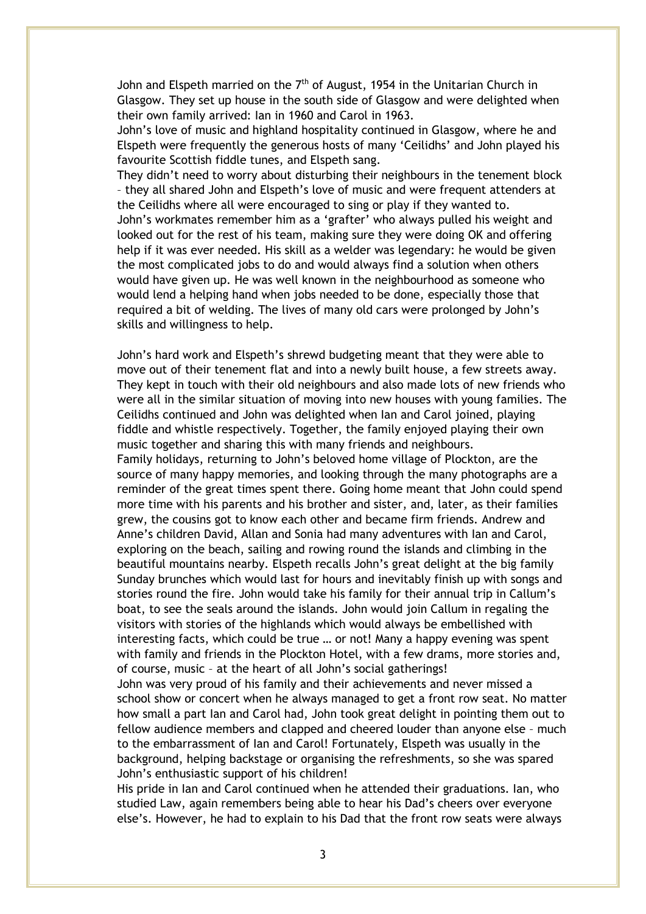John and Elspeth married on the 7th of August, 1954 in the Unitarian Church in Glasgow. They set up house in the south side of Glasgow and were delighted when their own family arrived: Ian in 1960 and Carol in 1963.

John's love of music and highland hospitality continued in Glasgow, where he and Elspeth were frequently the generous hosts of many 'Ceilidhs' and John played his favourite Scottish fiddle tunes, and Elspeth sang.

They didn't need to worry about disturbing their neighbours in the tenement block – they all shared John and Elspeth's love of music and were frequent attenders at the Ceilidhs where all were encouraged to sing or play if they wanted to.

John's workmates remember him as a 'grafter' who always pulled his weight and looked out for the rest of his team, making sure they were doing OK and offering help if it was ever needed. His skill as a welder was legendary: he would be given the most complicated jobs to do and would always find a solution when others would have given up. He was well known in the neighbourhood as someone who would lend a helping hand when jobs needed to be done, especially those that required a bit of welding. The lives of many old cars were prolonged by John's skills and willingness to help.

John's hard work and Elspeth's shrewd budgeting meant that they were able to move out of their tenement flat and into a newly built house, a few streets away. They kept in touch with their old neighbours and also made lots of new friends who were all in the similar situation of moving into new houses with young families. The Ceilidhs continued and John was delighted when Ian and Carol joined, playing fiddle and whistle respectively. Together, the family enjoyed playing their own music together and sharing this with many friends and neighbours.

Family holidays, returning to John's beloved home village of Plockton, are the source of many happy memories, and looking through the many photographs are a reminder of the great times spent there. Going home meant that John could spend more time with his parents and his brother and sister, and, later, as their families grew, the cousins got to know each other and became firm friends. Andrew and Anne's children David, Allan and Sonia had many adventures with Ian and Carol, exploring on the beach, sailing and rowing round the islands and climbing in the beautiful mountains nearby. Elspeth recalls John's great delight at the big family Sunday brunches which would last for hours and inevitably finish up with songs and stories round the fire. John would take his family for their annual trip in Callum's boat, to see the seals around the islands. John would join Callum in regaling the visitors with stories of the highlands which would always be embellished with interesting facts, which could be true … or not! Many a happy evening was spent with family and friends in the Plockton Hotel, with a few drams, more stories and, of course, music – at the heart of all John's social gatherings!

John was very proud of his family and their achievements and never missed a school show or concert when he always managed to get a front row seat. No matter how small a part Ian and Carol had, John took great delight in pointing them out to fellow audience members and clapped and cheered louder than anyone else – much to the embarrassment of Ian and Carol! Fortunately, Elspeth was usually in the background, helping backstage or organising the refreshments, so she was spared John's enthusiastic support of his children!

His pride in Ian and Carol continued when he attended their graduations. Ian, who studied Law, again remembers being able to hear his Dad's cheers over everyone else's. However, he had to explain to his Dad that the front row seats were always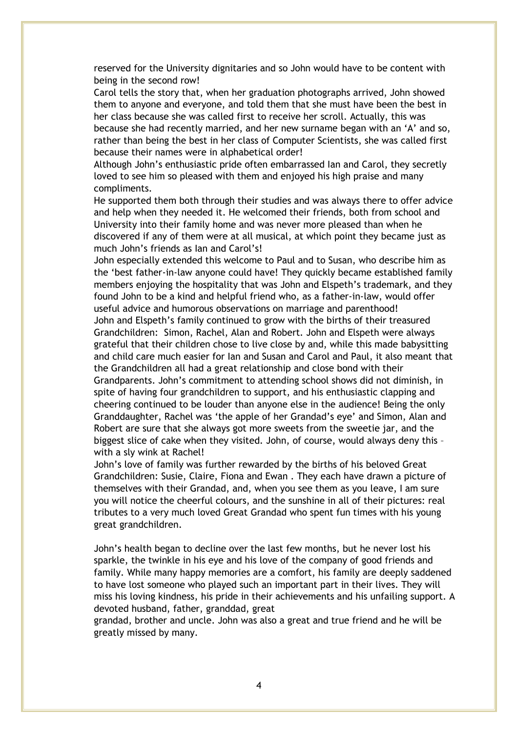reserved for the University dignitaries and so John would have to be content with being in the second row!

Carol tells the story that, when her graduation photographs arrived, John showed them to anyone and everyone, and told them that she must have been the best in her class because she was called first to receive her scroll. Actually, this was because she had recently married, and her new surname began with an 'A' and so, rather than being the best in her class of Computer Scientists, she was called first because their names were in alphabetical order!

Although John's enthusiastic pride often embarrassed Ian and Carol, they secretly loved to see him so pleased with them and enjoyed his high praise and many compliments.

He supported them both through their studies and was always there to offer advice and help when they needed it. He welcomed their friends, both from school and University into their family home and was never more pleased than when he discovered if any of them were at all musical, at which point they became just as much John's friends as Ian and Carol's!

John especially extended this welcome to Paul and to Susan, who describe him as the 'best father-in-law anyone could have! They quickly became established family members enjoying the hospitality that was John and Elspeth's trademark, and they found John to be a kind and helpful friend who, as a father-in-law, would offer useful advice and humorous observations on marriage and parenthood!

John and Elspeth's family continued to grow with the births of their treasured Grandchildren: Simon, Rachel, Alan and Robert. John and Elspeth were always grateful that their children chose to live close by and, while this made babysitting and child care much easier for Ian and Susan and Carol and Paul, it also meant that the Grandchildren all had a great relationship and close bond with their Grandparents. John's commitment to attending school shows did not diminish, in spite of having four grandchildren to support, and his enthusiastic clapping and cheering continued to be louder than anyone else in the audience! Being the only Granddaughter, Rachel was 'the apple of her Grandad's eye' and Simon, Alan and Robert are sure that she always got more sweets from the sweetie jar, and the biggest slice of cake when they visited. John, of course, would always deny this – with a sly wink at Rachel!

John's love of family was further rewarded by the births of his beloved Great Grandchildren: Susie, Claire, Fiona and Ewan . They each have drawn a picture of themselves with their Grandad, and, when you see them as you leave, I am sure you will notice the cheerful colours, and the sunshine in all of their pictures: real tributes to a very much loved Great Grandad who spent fun times with his young great grandchildren.

John's health began to decline over the last few months, but he never lost his sparkle, the twinkle in his eye and his love of the company of good friends and family. While many happy memories are a comfort, his family are deeply saddened to have lost someone who played such an important part in their lives. They will miss his loving kindness, his pride in their achievements and his unfailing support. A devoted husband, father, granddad, great grandad, brother and uncle. John was also a great and true friend and he will be greatly missed by many.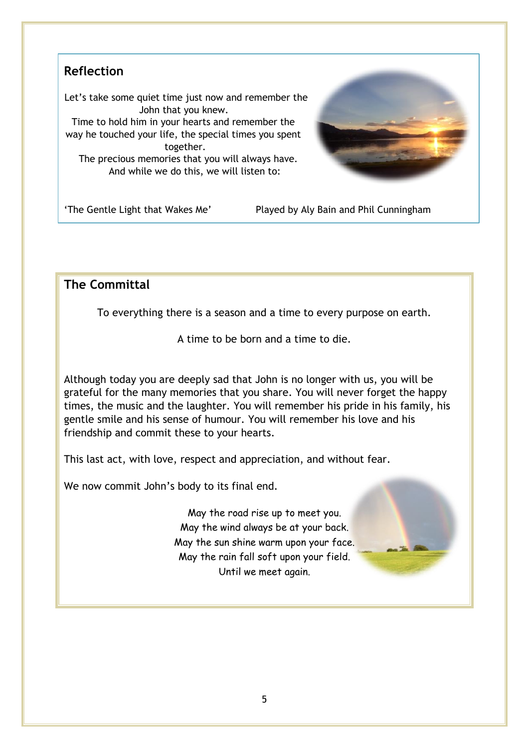## Reflection

Let's take some quiet time just now and remember the John that you knew.
Time to hold him in your hearts and remember the way he touched your life, the special times you spent together.
The precious memories that you will always have.
And while we do this, we will listen to:

'The Gentle Light that Wakes Me' Played by Aly Bain and Phil Cunningham

## The Committal

To everything there is a season and a time to every purpose on earth.

A time to be born and a time to die.

Although today you are deeply sad that John is no longer with us, you will be grateful for the many memories that you share. You will never forget the happy times, the music and the laughter. You will remember his pride in his family, his gentle smile and his sense of humour. You will remember his love and his friendship and commit these to your hearts.

This last act, with love, respect and appreciation, and without fear.

We now commit John's body to its final end.

May the road rise up to meet you.
May the wind always be at your back.
May the sun shine warm upon your face.
May the rain fall soft upon your field.
Until we meet again.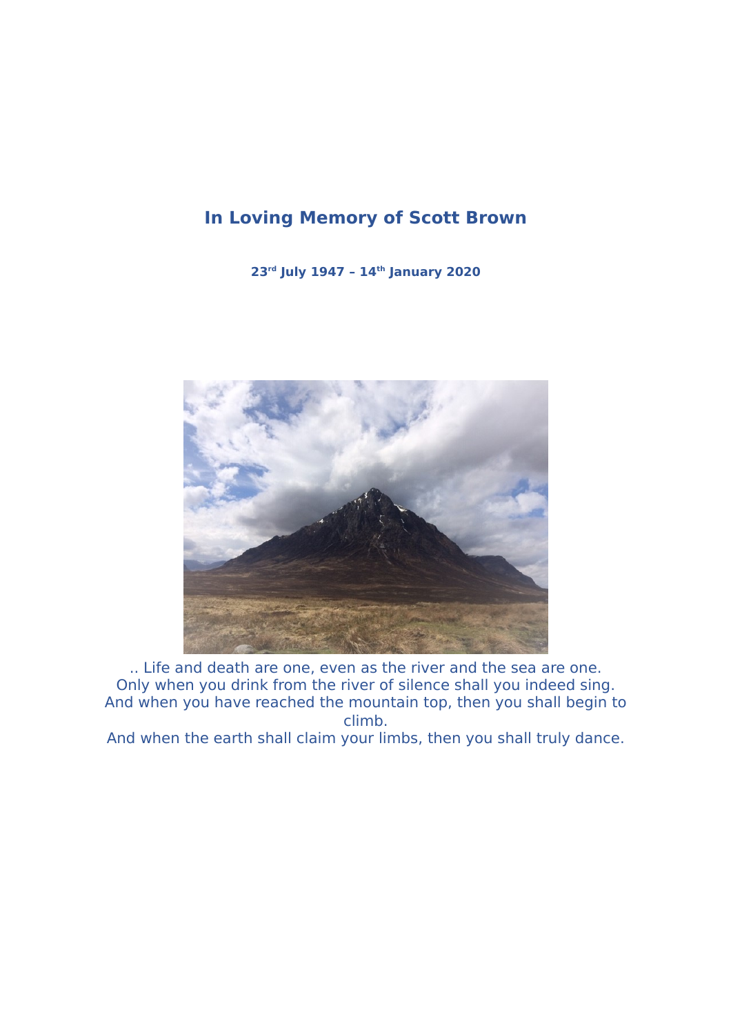# In Loving Memory of Scott Brown

**23rd July 1947 – 14th January 2020**

.. Life and death are one, even as the river and the sea are one.
Only when you drink from the river of silence shall you indeed sing.
And when you have reached the mountain top, then you shall begin to climb.
And when the earth shall claim your limbs, then you shall truly dance.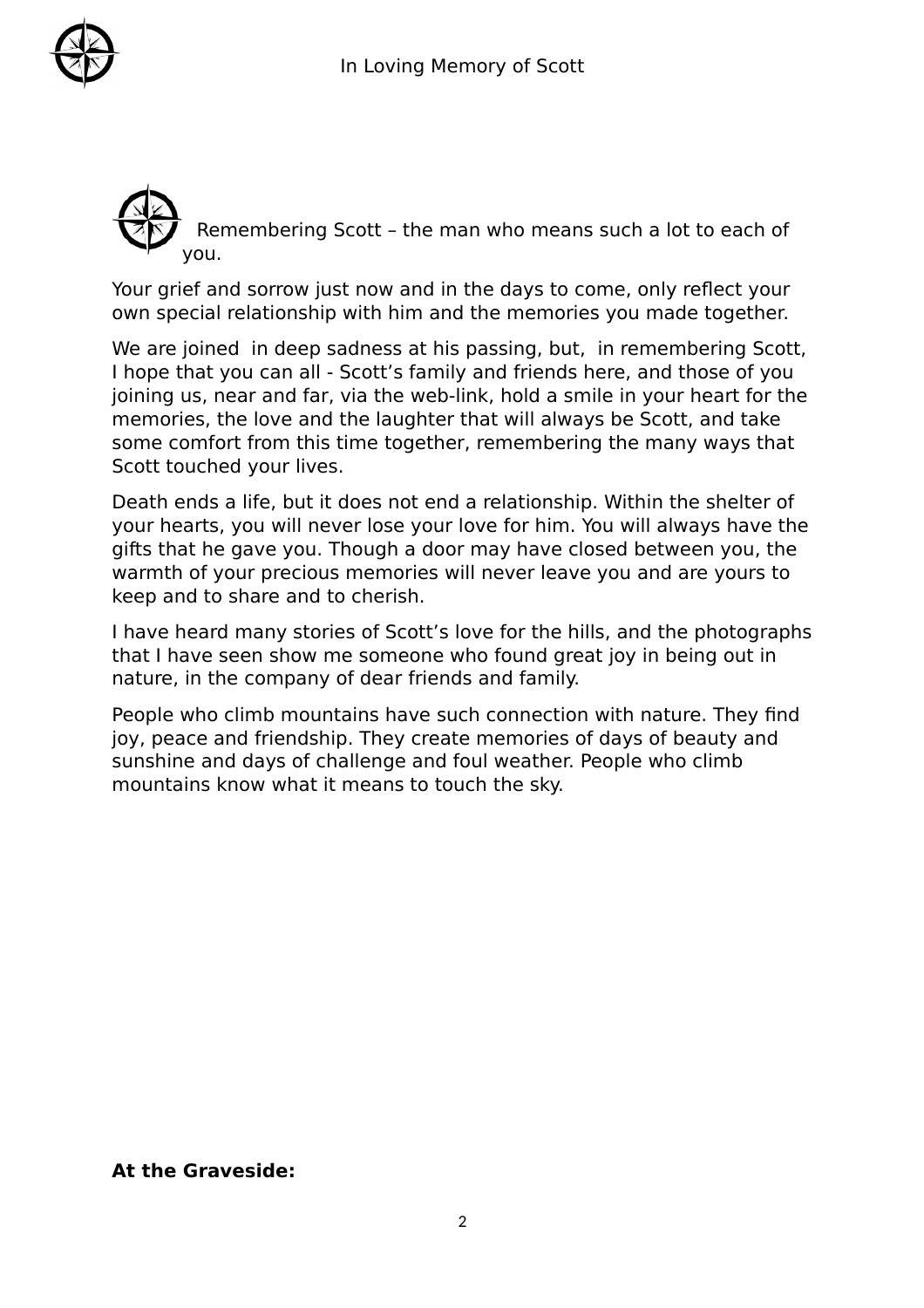Remembering Scott – the man who means such a lot to each of you.

Your grief and sorrow just now and in the days to come, only reflect your own special relationship with him and the memories you made together.

We are joined  in deep sadness at his passing, but,  in remembering Scott, I hope that you can all - Scott's family and friends here, and those of you joining us, near and far, via the web-link, hold a smile in your heart for the memories, the love and the laughter that will always be Scott, and take some comfort from this time together, remembering the many ways that Scott touched your lives.

Death ends a life, but it does not end a relationship. Within the shelter of your hearts, you will never lose your love for him. You will always have the gifts that he gave you. Though a door may have closed between you, the warmth of your precious memories will never leave you and are yours to keep and to share and to cherish.

I have heard many stories of Scott's love for the hills, and the photographs that I have seen show me someone who found great joy in being out in nature, in the company of dear friends and family.

People who climb mountains have such connection with nature. They find joy, peace and friendship. They create memories of days of beauty and sunshine and days of challenge and foul weather. People who climb mountains know what it means to touch the sky.

**At the Graveside:**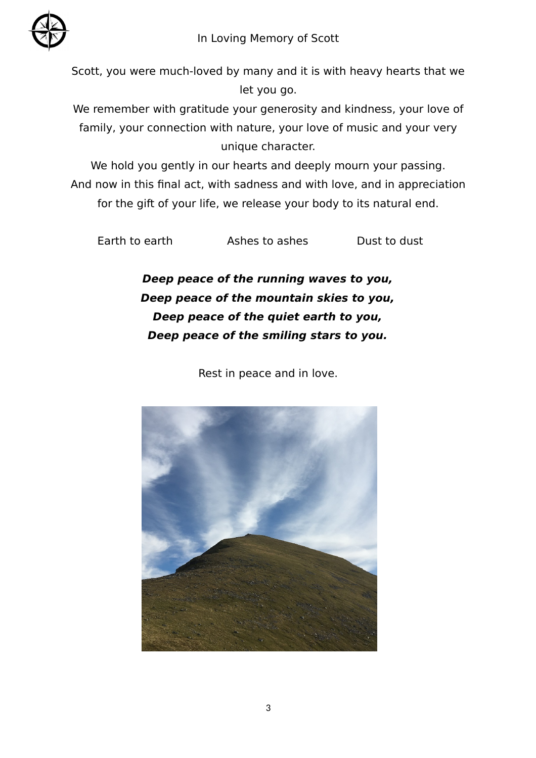Scott, you were much-loved by many and it is with heavy hearts that we let you go.

We remember with gratitude your generosity and kindness, your love of family, your connection with nature, your love of music and your very unique character.

We hold you gently in our hearts and deeply mourn your passing.

And now in this final act, with sadness and with love, and in appreciation for the gift of your life, we release your body to its natural end.

Earth to earth    Ashes to ashes    Dust to dust

***Deep peace of the running waves to you,***
***Deep peace of the mountain skies to you,***
***Deep peace of the quiet earth to you,***
***Deep peace of the smiling stars to you.***

Rest in peace and in love.